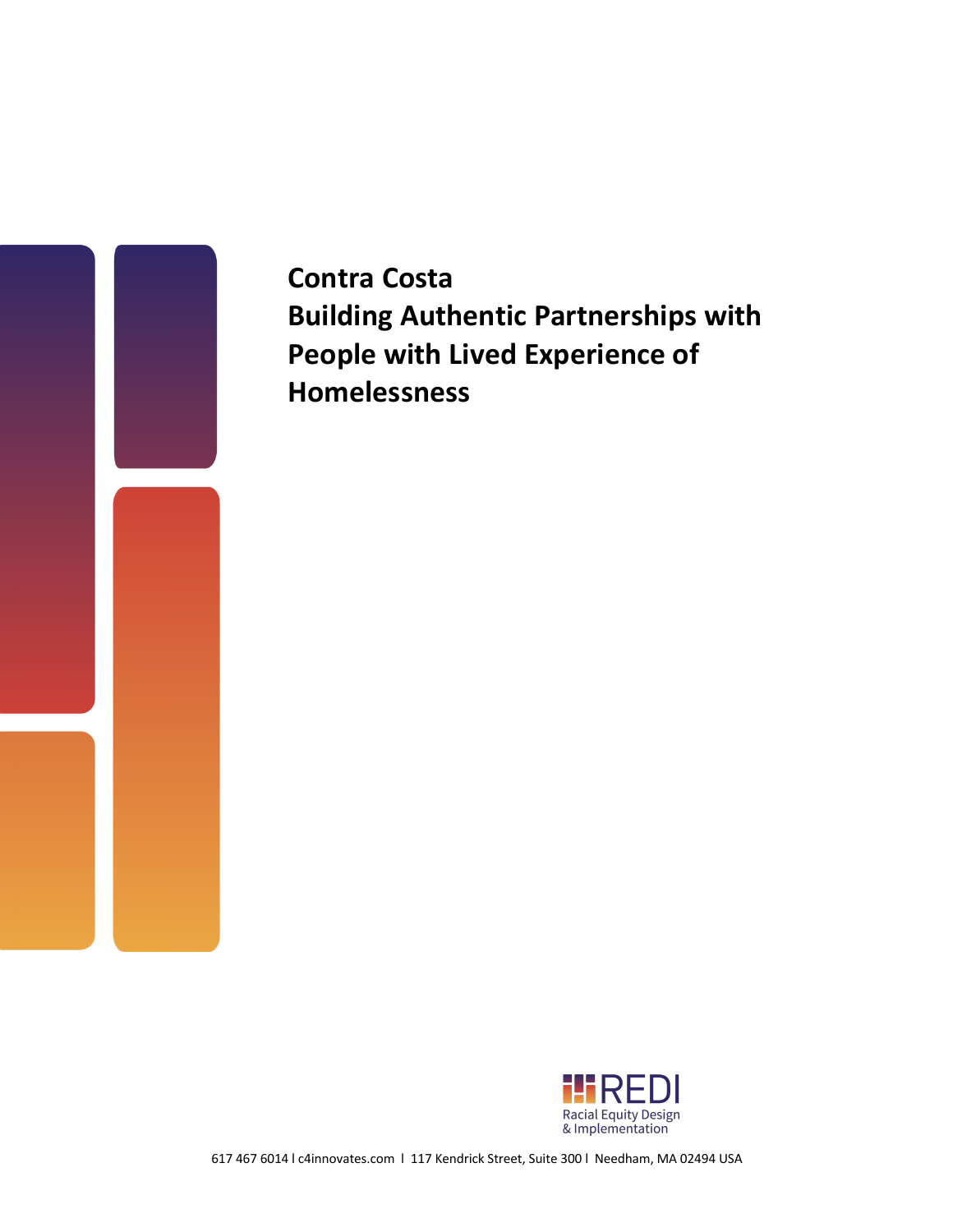# Contra Costa
# Building Authentic Partnerships with People with Lived Experience of Homelessness

REDI
Racial Equity Design & Implementation

617 467 6014 l c4innovates.com l 117 Kendrick Street, Suite 300 l Needham, MA 02494 USA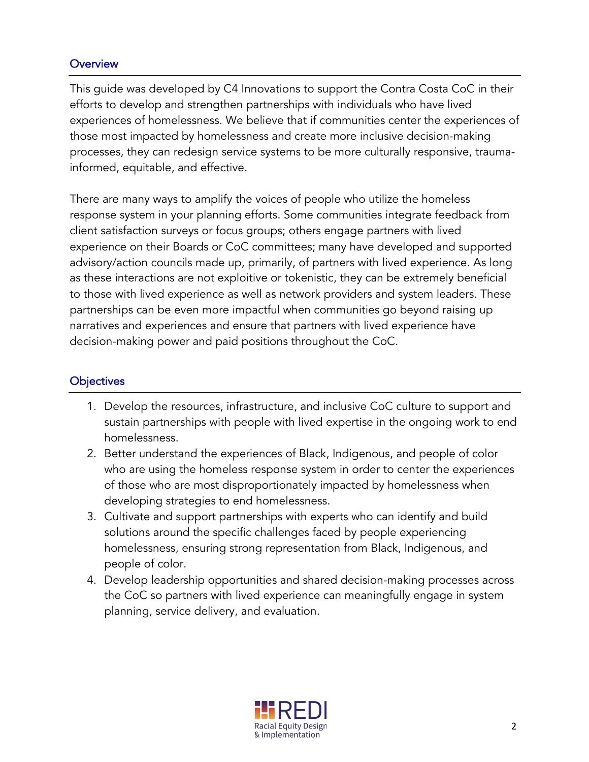## Overview

This guide was developed by C4 Innovations to support the Contra Costa CoC in their efforts to develop and strengthen partnerships with individuals who have lived experiences of homelessness. We believe that if communities center the experiences of those most impacted by homelessness and create more inclusive decision-making processes, they can redesign service systems to be more culturally responsive, trauma-informed, equitable, and effective.

There are many ways to amplify the voices of people who utilize the homeless response system in your planning efforts. Some communities integrate feedback from client satisfaction surveys or focus groups; others engage partners with lived experience on their Boards or CoC committees; many have developed and supported advisory/action councils made up, primarily, of partners with lived experience. As long as these interactions are not exploitive or tokenistic, they can be extremely beneficial to those with lived experience as well as network providers and system leaders. These partnerships can be even more impactful when communities go beyond raising up narratives and experiences and ensure that partners with lived experience have decision-making power and paid positions throughout the CoC.

## Objectives

1. Develop the resources, infrastructure, and inclusive CoC culture to support and sustain partnerships with people with lived expertise in the ongoing work to end homelessness.
2. Better understand the experiences of Black, Indigenous, and people of color who are using the homeless response system in order to center the experiences of those who are most disproportionately impacted by homelessness when developing strategies to end homelessness.
3. Cultivate and support partnerships with experts who can identify and build solutions around the specific challenges faced by people experiencing homelessness, ensuring strong representation from Black, Indigenous, and people of color.
4. Develop leadership opportunities and shared decision-making processes across the CoC so partners with lived experience can meaningfully engage in system planning, service delivery, and evaluation.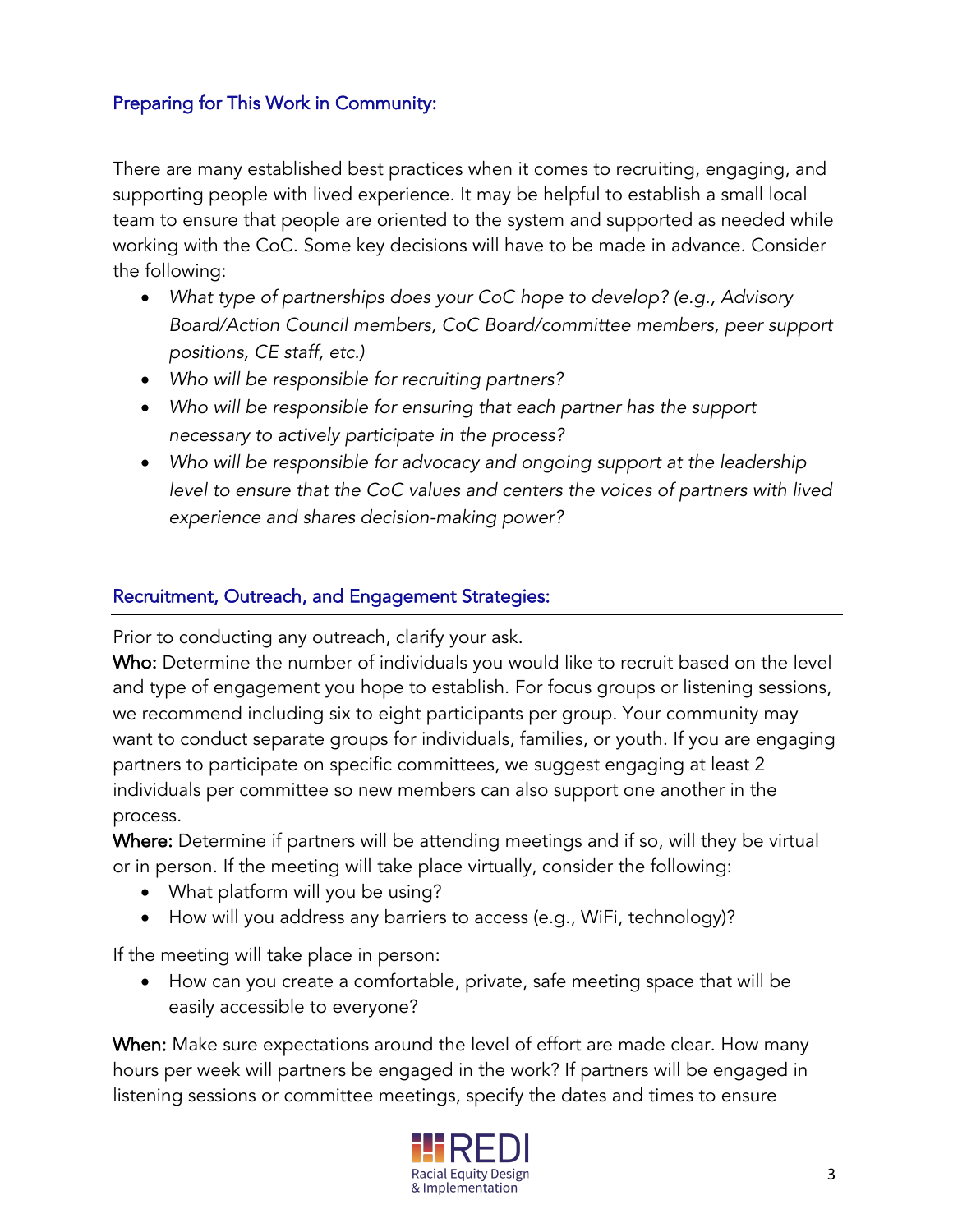## Preparing for This Work in Community:

There are many established best practices when it comes to recruiting, engaging, and supporting people with lived experience. It may be helpful to establish a small local team to ensure that people are oriented to the system and supported as needed while working with the CoC. Some key decisions will have to be made in advance. Consider the following:

- *What type of partnerships does your CoC hope to develop? (e.g., Advisory Board/Action Council members, CoC Board/committee members, peer support positions, CE staff, etc.)*
- *Who will be responsible for recruiting partners?*
- *Who will be responsible for ensuring that each partner has the support necessary to actively participate in the process?*
- *Who will be responsible for advocacy and ongoing support at the leadership level to ensure that the CoC values and centers the voices of partners with lived experience and shares decision-making power?*

## Recruitment, Outreach, and Engagement Strategies:

Prior to conducting any outreach, clarify your ask.

**Who:** Determine the number of individuals you would like to recruit based on the level and type of engagement you hope to establish. For focus groups or listening sessions, we recommend including six to eight participants per group. Your community may want to conduct separate groups for individuals, families, or youth. If you are engaging partners to participate on specific committees, we suggest engaging at least 2 individuals per committee so new members can also support one another in the process.

**Where:** Determine if partners will be attending meetings and if so, will they be virtual or in person. If the meeting will take place virtually, consider the following:

- What platform will you be using?
- How will you address any barriers to access (e.g., WiFi, technology)?

If the meeting will take place in person:

- How can you create a comfortable, private, safe meeting space that will be easily accessible to everyone?

**When:** Make sure expectations around the level of effort are made clear. How many hours per week will partners be engaged in the work? If partners will be engaged in listening sessions or committee meetings, specify the dates and times to ensure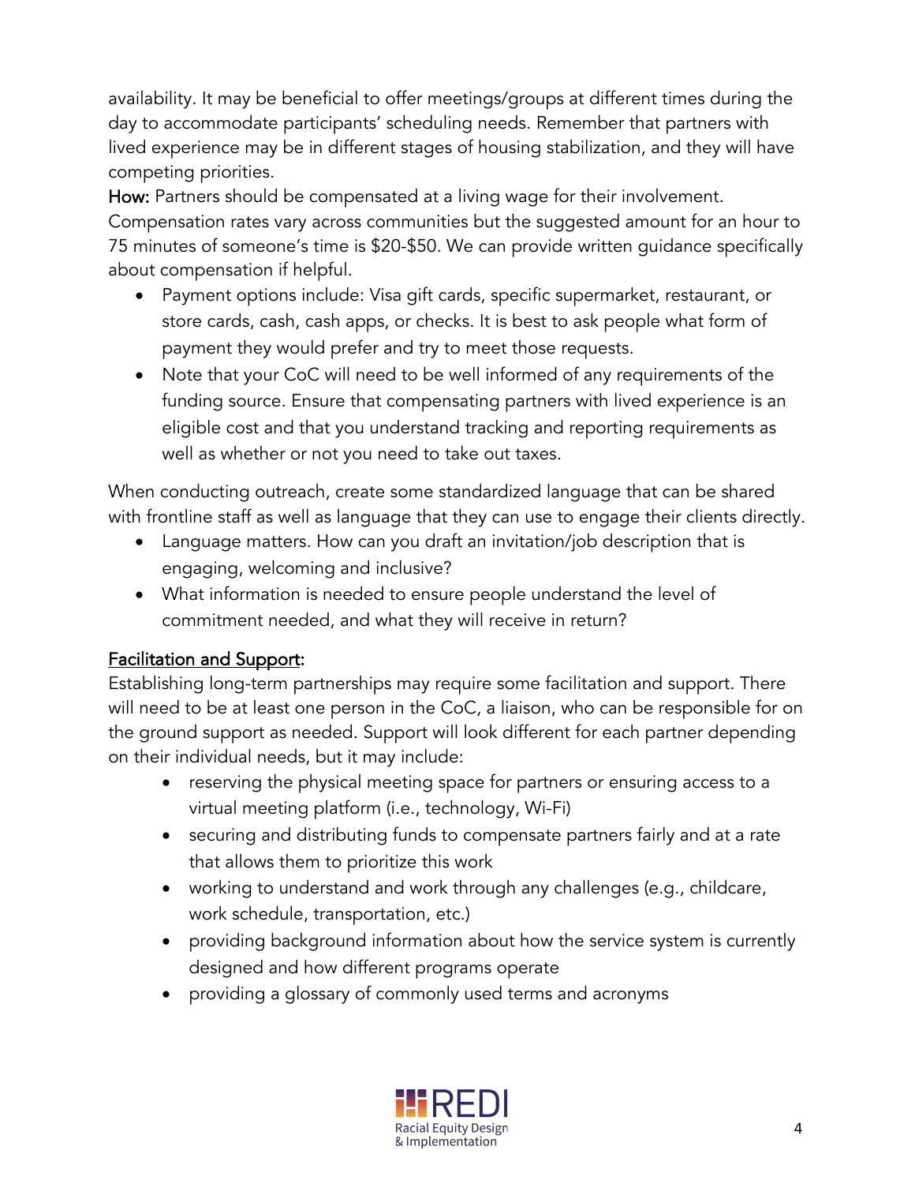availability. It may be beneficial to offer meetings/groups at different times during the day to accommodate participants' scheduling needs. Remember that partners with lived experience may be in different stages of housing stabilization, and they will have competing priorities.

**How:** Partners should be compensated at a living wage for their involvement. Compensation rates vary across communities but the suggested amount for an hour to 75 minutes of someone's time is $20-$50. We can provide written guidance specifically about compensation if helpful.

- Payment options include: Visa gift cards, specific supermarket, restaurant, or store cards, cash, cash apps, or checks. It is best to ask people what form of payment they would prefer and try to meet those requests.
- Note that your CoC will need to be well informed of any requirements of the funding source. Ensure that compensating partners with lived experience is an eligible cost and that you understand tracking and reporting requirements as well as whether or not you need to take out taxes.

When conducting outreach, create some standardized language that can be shared with frontline staff as well as language that they can use to engage their clients directly.

- Language matters. How can you draft an invitation/job description that is engaging, welcoming and inclusive?
- What information is needed to ensure people understand the level of commitment needed, and what they will receive in return?

**Facilitation and Support:**

Establishing long-term partnerships may require some facilitation and support. There will need to be at least one person in the CoC, a liaison, who can be responsible for on the ground support as needed. Support will look different for each partner depending on their individual needs, but it may include:

- reserving the physical meeting space for partners or ensuring access to a virtual meeting platform (i.e., technology, Wi-Fi)
- securing and distributing funds to compensate partners fairly and at a rate that allows them to prioritize this work
- working to understand and work through any challenges (e.g., childcare, work schedule, transportation, etc.)
- providing background information about how the service system is currently designed and how different programs operate
- providing a glossary of commonly used terms and acronyms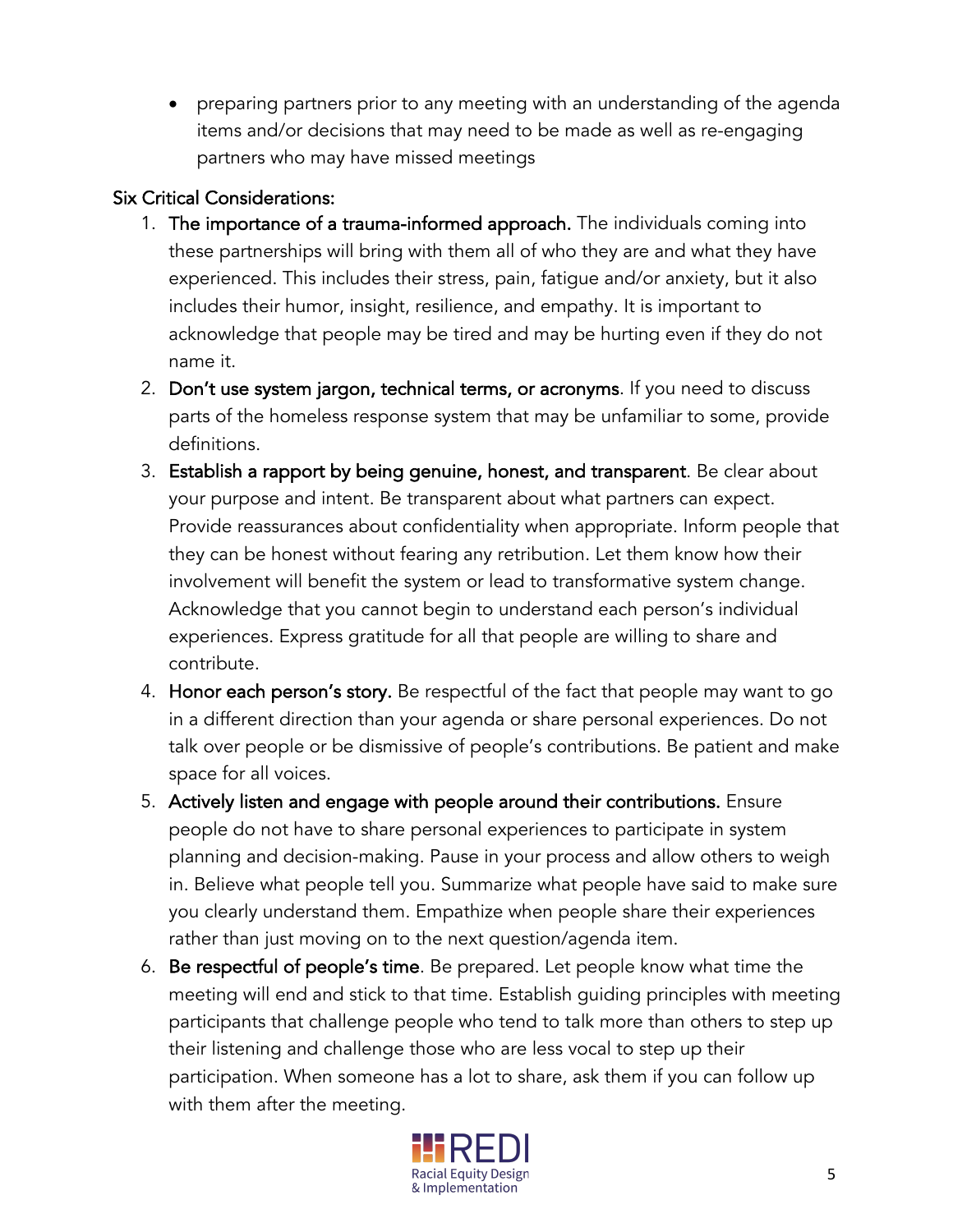- preparing partners prior to any meeting with an understanding of the agenda items and/or decisions that may need to be made as well as re-engaging partners who may have missed meetings

Six Critical Considerations:

1. **The importance of a trauma-informed approach.** The individuals coming into these partnerships will bring with them all of who they are and what they have experienced. This includes their stress, pain, fatigue and/or anxiety, but it also includes their humor, insight, resilience, and empathy. It is important to acknowledge that people may be tired and may be hurting even if they do not name it.
2. **Don't use system jargon, technical terms, or acronyms**. If you need to discuss parts of the homeless response system that may be unfamiliar to some, provide definitions.
3. **Establish a rapport by being genuine, honest, and transparent**. Be clear about your purpose and intent. Be transparent about what partners can expect. Provide reassurances about confidentiality when appropriate. Inform people that they can be honest without fearing any retribution. Let them know how their involvement will benefit the system or lead to transformative system change. Acknowledge that you cannot begin to understand each person's individual experiences. Express gratitude for all that people are willing to share and contribute.
4. **Honor each person's story.** Be respectful of the fact that people may want to go in a different direction than your agenda or share personal experiences. Do not talk over people or be dismissive of people's contributions. Be patient and make space for all voices.
5. **Actively listen and engage with people around their contributions.** Ensure people do not have to share personal experiences to participate in system planning and decision-making. Pause in your process and allow others to weigh in. Believe what people tell you. Summarize what people have said to make sure you clearly understand them. Empathize when people share their experiences rather than just moving on to the next question/agenda item.
6. **Be respectful of people's time**. Be prepared. Let people know what time the meeting will end and stick to that time. Establish guiding principles with meeting participants that challenge people who tend to talk more than others to step up their listening and challenge those who are less vocal to step up their participation. When someone has a lot to share, ask them if you can follow up with them after the meeting.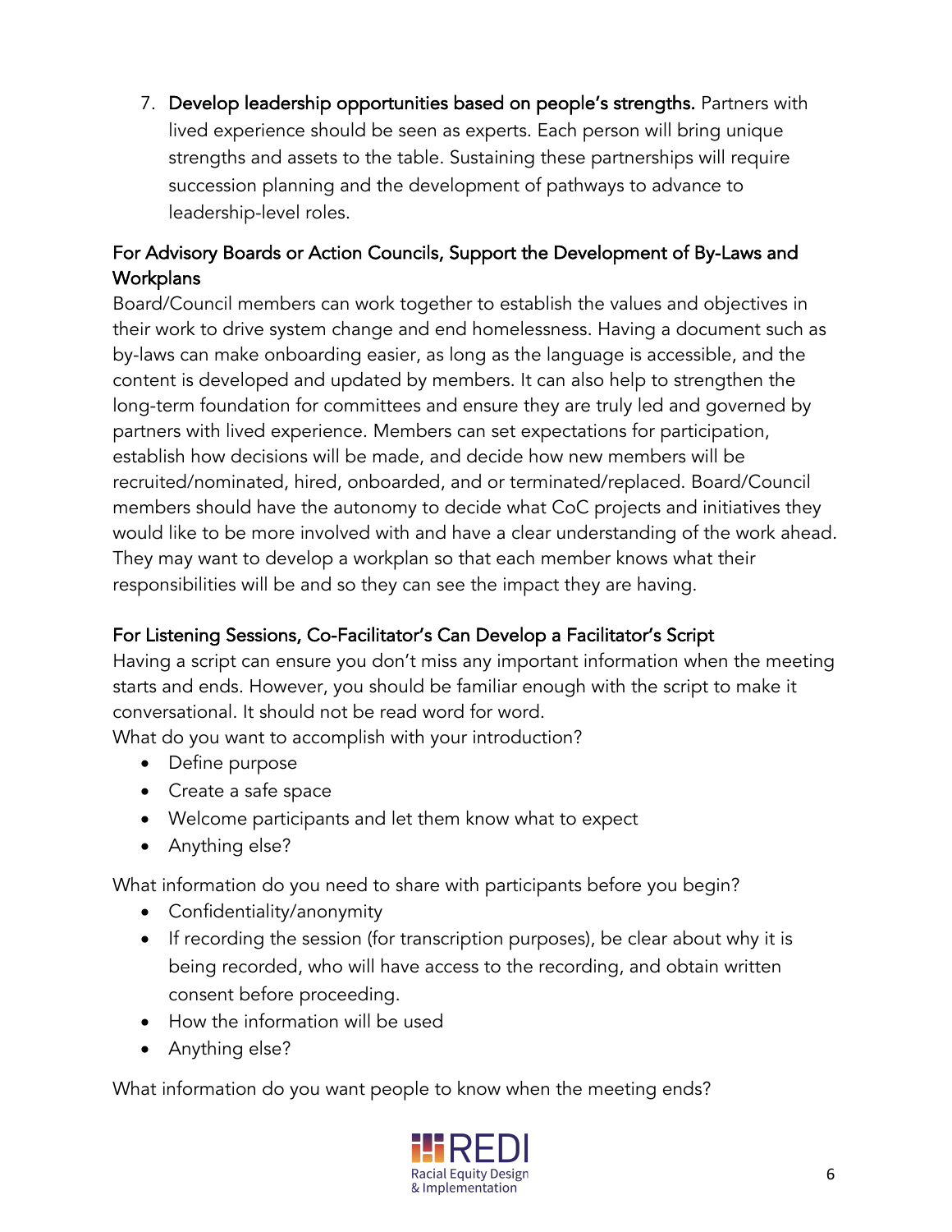7. **Develop leadership opportunities based on people's strengths.** Partners with lived experience should be seen as experts. Each person will bring unique strengths and assets to the table. Sustaining these partnerships will require succession planning and the development of pathways to advance to leadership-level roles.

### For Advisory Boards or Action Councils, Support the Development of By-Laws and Workplans

Board/Council members can work together to establish the values and objectives in their work to drive system change and end homelessness. Having a document such as by-laws can make onboarding easier, as long as the language is accessible, and the content is developed and updated by members. It can also help to strengthen the long-term foundation for committees and ensure they are truly led and governed by partners with lived experience. Members can set expectations for participation, establish how decisions will be made, and decide how new members will be recruited/nominated, hired, onboarded, and or terminated/replaced. Board/Council members should have the autonomy to decide what CoC projects and initiatives they would like to be more involved with and have a clear understanding of the work ahead. They may want to develop a workplan so that each member knows what their responsibilities will be and so they can see the impact they are having.

### For Listening Sessions, Co-Facilitator's Can Develop a Facilitator's Script

Having a script can ensure you don't miss any important information when the meeting starts and ends. However, you should be familiar enough with the script to make it conversational. It should not be read word for word.

What do you want to accomplish with your introduction?

- Define purpose
- Create a safe space
- Welcome participants and let them know what to expect
- Anything else?

What information do you need to share with participants before you begin?

- Confidentiality/anonymity
- If recording the session (for transcription purposes), be clear about why it is being recorded, who will have access to the recording, and obtain written consent before proceeding.
- How the information will be used
- Anything else?

What information do you want people to know when the meeting ends?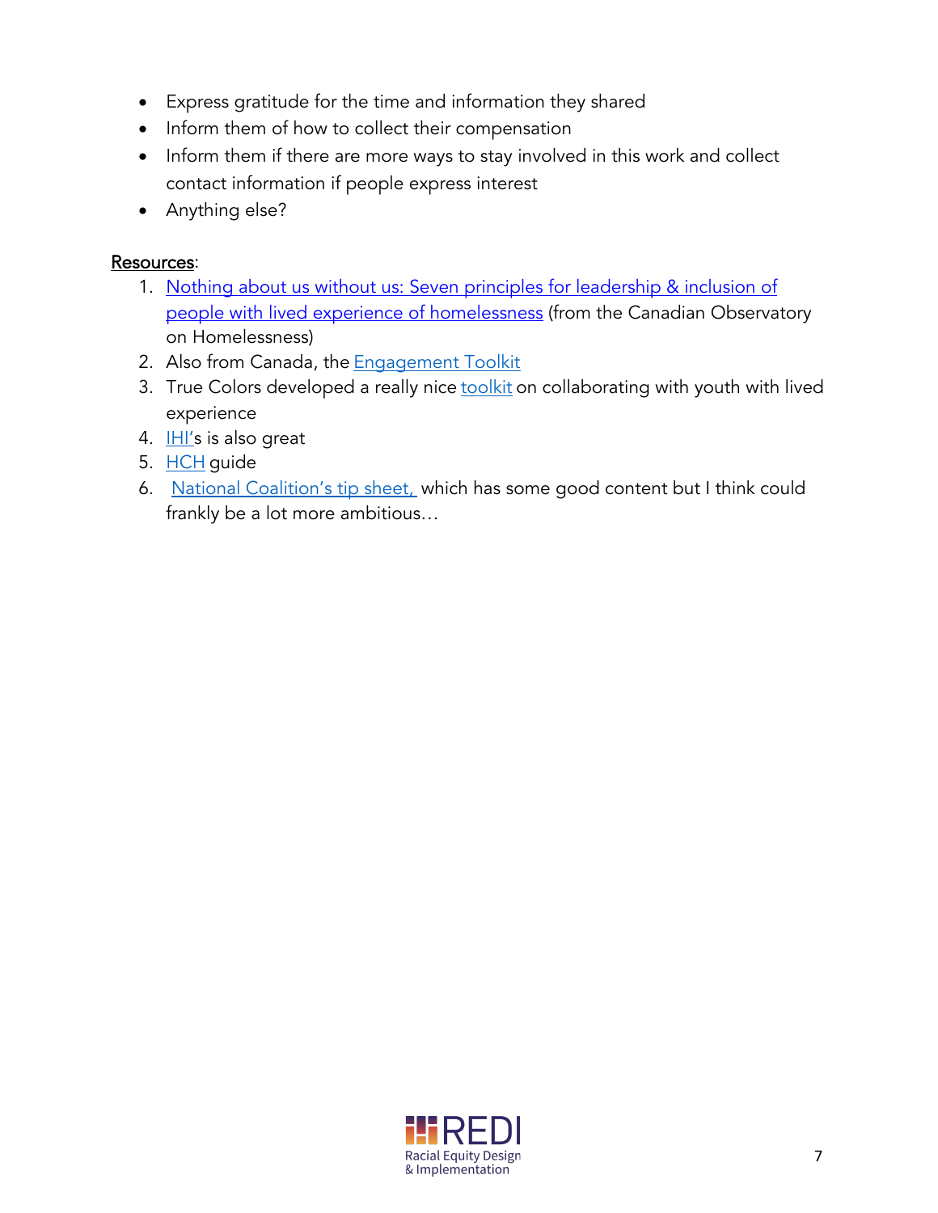- Express gratitude for the time and information they shared
- Inform them of how to collect their compensation
- Inform them if there are more ways to stay involved in this work and collect contact information if people express interest
- Anything else?

<u>Resources</u>:

1. Nothing about us without us: Seven principles for leadership & inclusion of people with lived experience of homelessness (from the Canadian Observatory on Homelessness)
2. Also from Canada, the Engagement Toolkit
3. True Colors developed a really nice toolkit on collaborating with youth with lived experience
4. IHI's is also great
5. HCH guide
6. National Coalition's tip sheet, which has some good content but I think could frankly be a lot more ambitious…